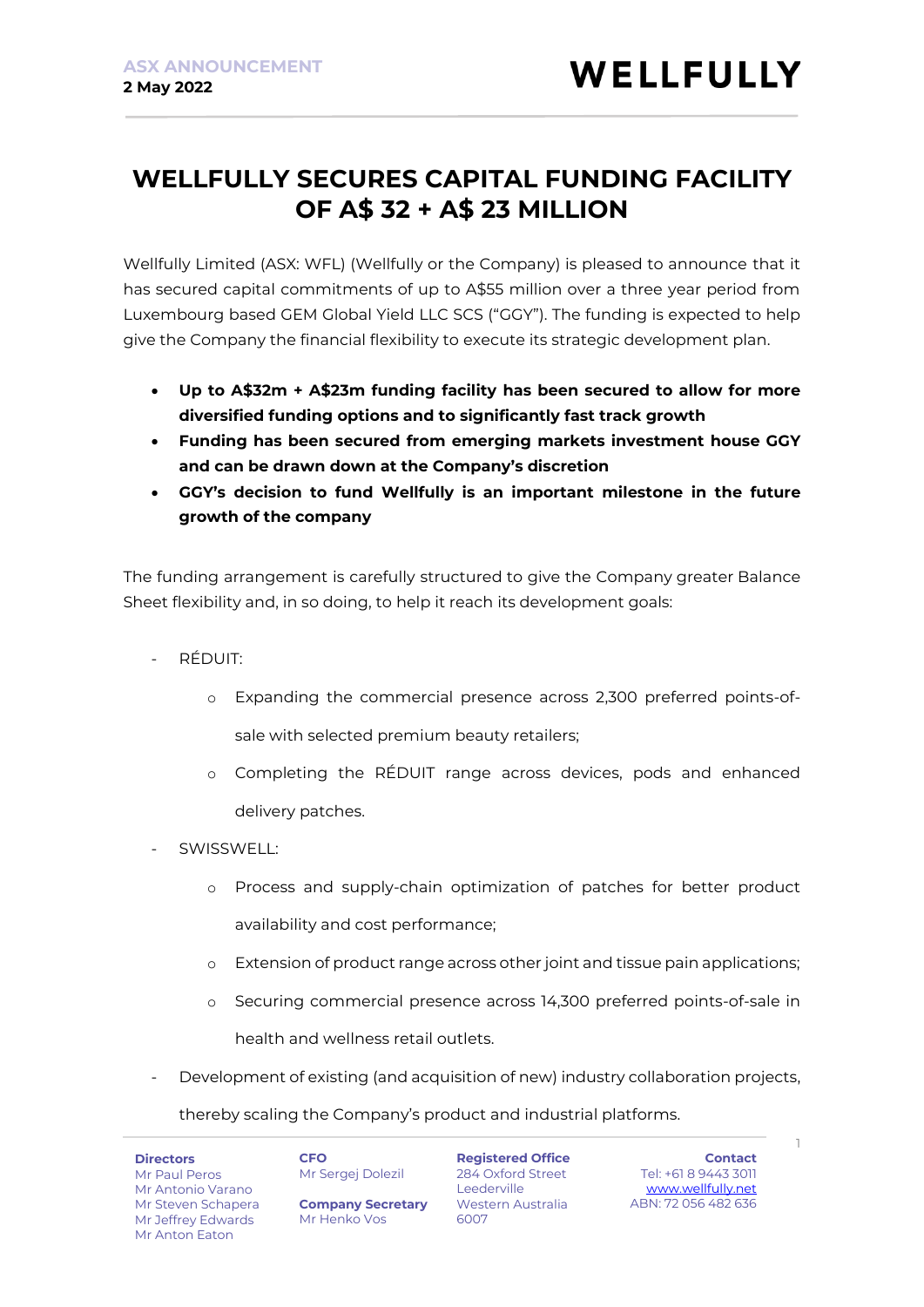ASX ANNOUNCEMENT
**2 May 2022**

WELLFULLY

# WELLFULLY SECURES CAPITAL FUNDING FACILITY OF A$ 32 + A$ 23 MILLION

Wellfully Limited (ASX: WFL) (Wellfully or the Company) is pleased to announce that it has secured capital commitments of up to A$55 million over a three year period from Luxembourg based GEM Global Yield LLC SCS ("GGY"). The funding is expected to help give the Company the financial flexibility to execute its strategic development plan.

- **Up to A$32m + A$23m funding facility has been secured to allow for more diversified funding options and to significantly fast track growth**
- **Funding has been secured from emerging markets investment house GGY and can be drawn down at the Company's discretion**
- **GGY's decision to fund Wellfully is an important milestone in the future growth of the company**

The funding arrangement is carefully structured to give the Company greater Balance Sheet flexibility and, in so doing, to help it reach its development goals:

- RÉDUIT:
  - Expanding the commercial presence across 2,300 preferred points-of-sale with selected premium beauty retailers;
  - Completing the RÉDUIT range across devices, pods and enhanced delivery patches.
- SWISSWELL:
  - Process and supply-chain optimization of patches for better product availability and cost performance;
  - Extension of product range across other joint and tissue pain applications;
  - Securing commercial presence across 14,300 preferred points-of-sale in health and wellness retail outlets.
- Development of existing (and acquisition of new) industry collaboration projects, thereby scaling the Company's product and industrial platforms.

**Directors**
Mr Paul Peros
Mr Antonio Varano
Mr Steven Schapera
Mr Jeffrey Edwards
Mr Anton Eaton

**CFO**
Mr Sergej Dolezil

**Company Secretary**
Mr Henko Vos

**Registered Office**
284 Oxford Street
Leederville
Western Australia
6007

**Contact**
Tel: +61 8 9443 3011
www.wellfully.net
ABN: 72 056 482 636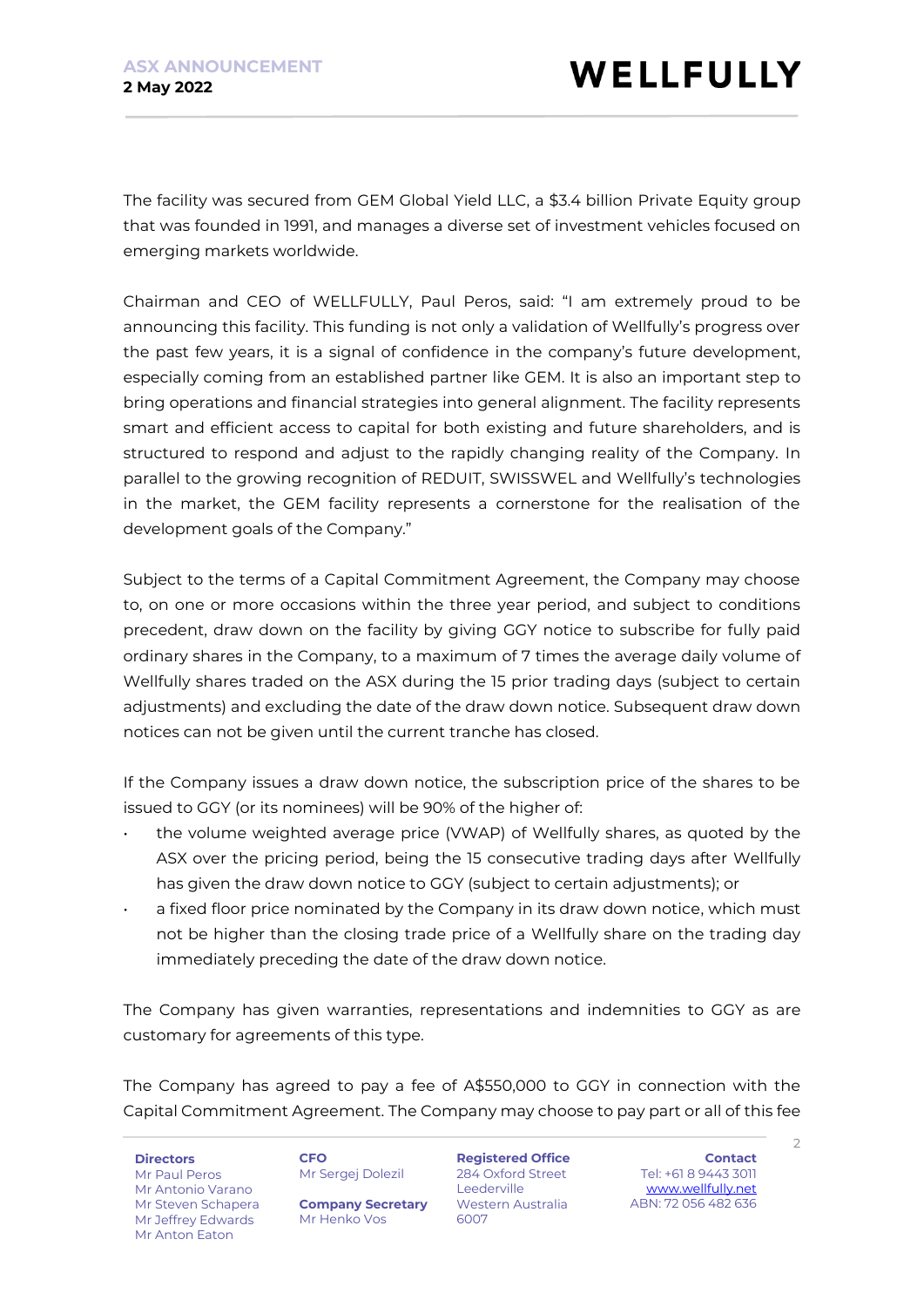The facility was secured from GEM Global Yield LLC, a $3.4 billion Private Equity group that was founded in 1991, and manages a diverse set of investment vehicles focused on emerging markets worldwide.

Chairman and CEO of WELLFULLY, Paul Peros, said: "I am extremely proud to be announcing this facility. This funding is not only a validation of Wellfully's progress over the past few years, it is a signal of confidence in the company's future development, especially coming from an established partner like GEM. It is also an important step to bring operations and financial strategies into general alignment. The facility represents smart and efficient access to capital for both existing and future shareholders, and is structured to respond and adjust to the rapidly changing reality of the Company. In parallel to the growing recognition of REDUIT, SWISSWEL and Wellfully's technologies in the market, the GEM facility represents a cornerstone for the realisation of the development goals of the Company."

Subject to the terms of a Capital Commitment Agreement, the Company may choose to, on one or more occasions within the three year period, and subject to conditions precedent, draw down on the facility by giving GGY notice to subscribe for fully paid ordinary shares in the Company, to a maximum of 7 times the average daily volume of Wellfully shares traded on the ASX during the 15 prior trading days (subject to certain adjustments) and excluding the date of the draw down notice. Subsequent draw down notices can not be given until the current tranche has closed.

If the Company issues a draw down notice, the subscription price of the shares to be issued to GGY (or its nominees) will be 90% of the higher of:

- the volume weighted average price (VWAP) of Wellfully shares, as quoted by the ASX over the pricing period, being the 15 consecutive trading days after Wellfully has given the draw down notice to GGY (subject to certain adjustments); or
- a fixed floor price nominated by the Company in its draw down notice, which must not be higher than the closing trade price of a Wellfully share on the trading day immediately preceding the date of the draw down notice.

The Company has given warranties, representations and indemnities to GGY as are customary for agreements of this type.

The Company has agreed to pay a fee of A$550,000 to GGY in connection with the Capital Commitment Agreement. The Company may choose to pay part or all of this fee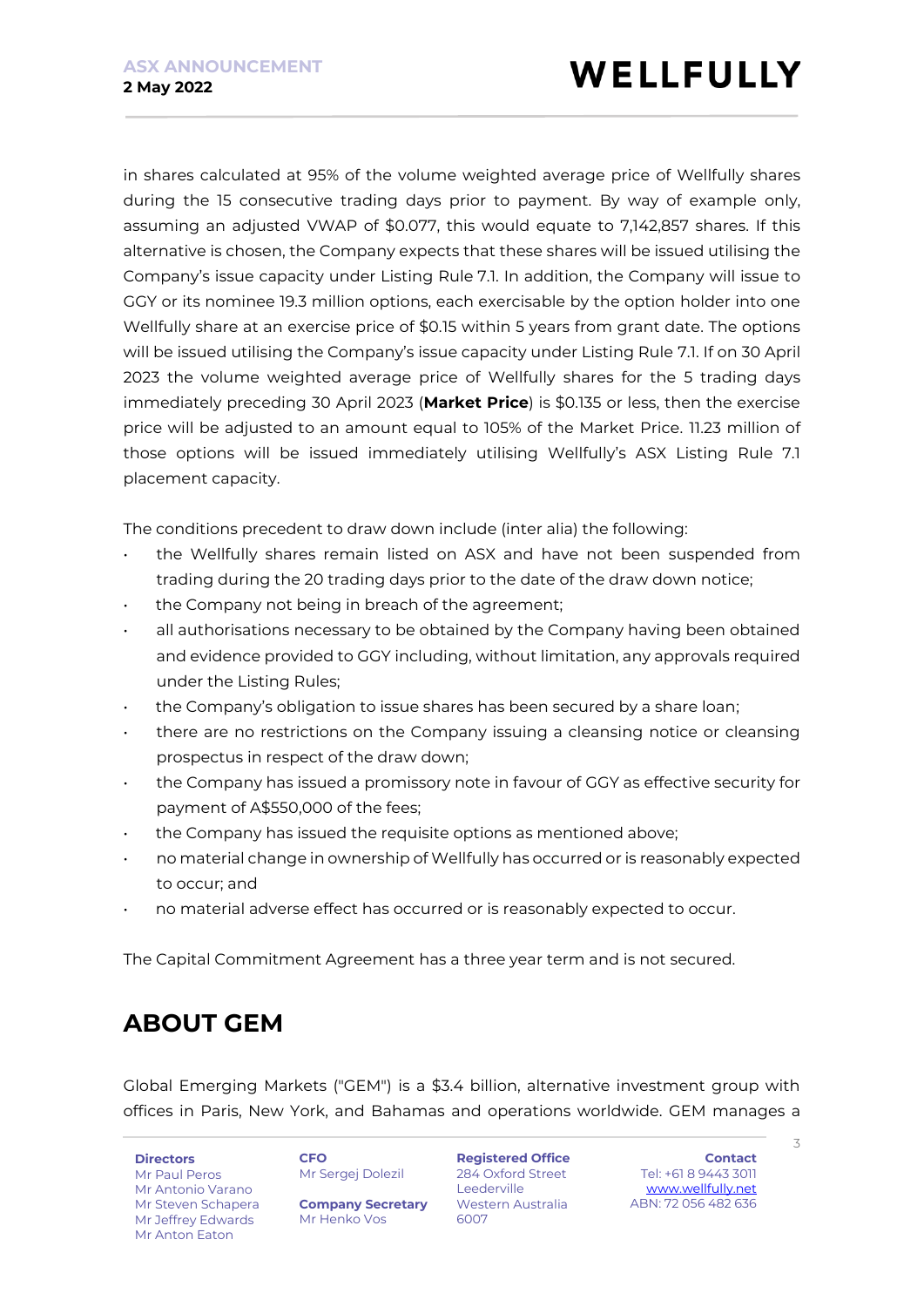in shares calculated at 95% of the volume weighted average price of Wellfully shares during the 15 consecutive trading days prior to payment. By way of example only, assuming an adjusted VWAP of $0.077, this would equate to 7,142,857 shares. If this alternative is chosen, the Company expects that these shares will be issued utilising the Company's issue capacity under Listing Rule 7.1. In addition, the Company will issue to GGY or its nominee 19.3 million options, each exercisable by the option holder into one Wellfully share at an exercise price of $0.15 within 5 years from grant date. The options will be issued utilising the Company's issue capacity under Listing Rule 7.1. If on 30 April 2023 the volume weighted average price of Wellfully shares for the 5 trading days immediately preceding 30 April 2023 (**Market Price**) is $0.135 or less, then the exercise price will be adjusted to an amount equal to 105% of the Market Price. 11.23 million of those options will be issued immediately utilising Wellfully's ASX Listing Rule 7.1 placement capacity.

The conditions precedent to draw down include (inter alia) the following:

- the Wellfully shares remain listed on ASX and have not been suspended from trading during the 20 trading days prior to the date of the draw down notice;
- the Company not being in breach of the agreement;
- all authorisations necessary to be obtained by the Company having been obtained and evidence provided to GGY including, without limitation, any approvals required under the Listing Rules;
- the Company's obligation to issue shares has been secured by a share loan;
- there are no restrictions on the Company issuing a cleansing notice or cleansing prospectus in respect of the draw down;
- the Company has issued a promissory note in favour of GGY as effective security for payment of A$550,000 of the fees;
- the Company has issued the requisite options as mentioned above;
- no material change in ownership of Wellfully has occurred or is reasonably expected to occur; and
- no material adverse effect has occurred or is reasonably expected to occur.

The Capital Commitment Agreement has a three year term and is not secured.

## ABOUT GEM

Global Emerging Markets ("GEM") is a $3.4 billion, alternative investment group with offices in Paris, New York, and Bahamas and operations worldwide. GEM manages a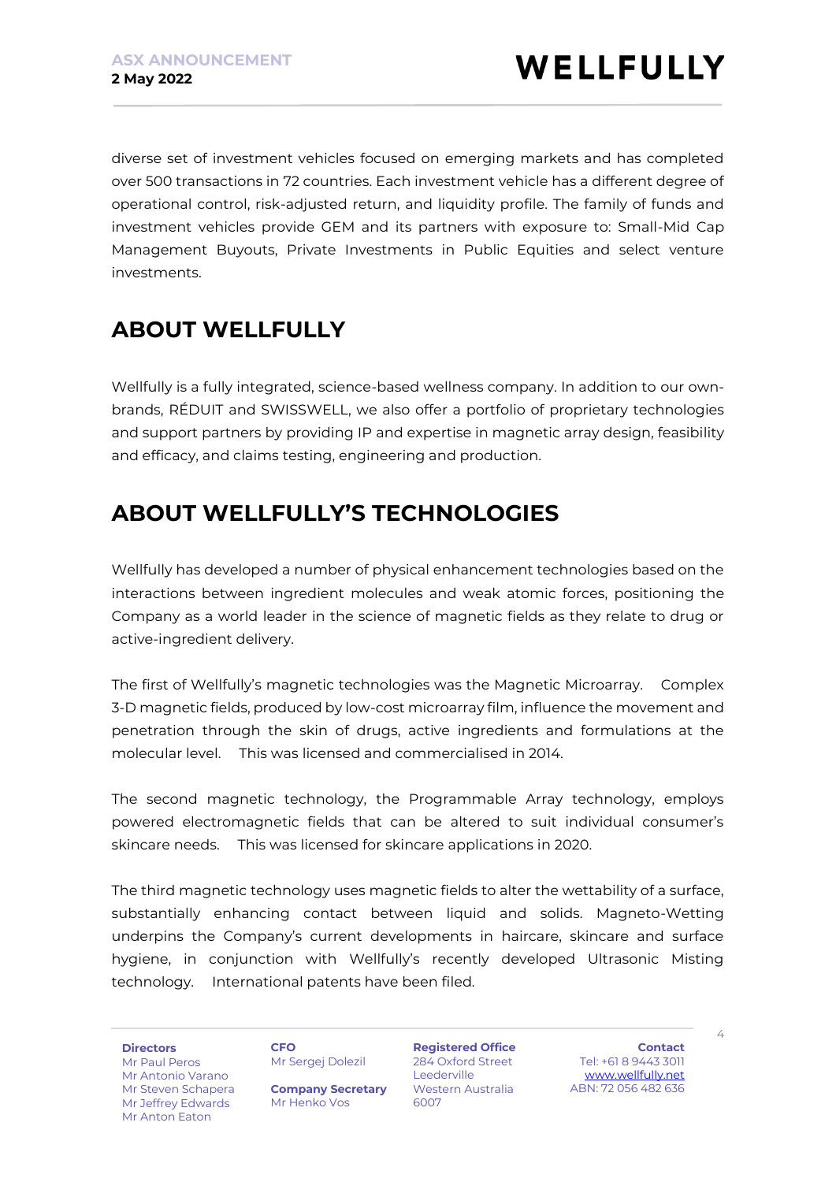diverse set of investment vehicles focused on emerging markets and has completed over 500 transactions in 72 countries. Each investment vehicle has a different degree of operational control, risk-adjusted return, and liquidity profile. The family of funds and investment vehicles provide GEM and its partners with exposure to: Small-Mid Cap Management Buyouts, Private Investments in Public Equities and select venture investments.

## ABOUT WELLFULLY

Wellfully is a fully integrated, science-based wellness company. In addition to our own-brands, RÉDUIT and SWISSWELL, we also offer a portfolio of proprietary technologies and support partners by providing IP and expertise in magnetic array design, feasibility and efficacy, and claims testing, engineering and production.

## ABOUT WELLFULLY'S TECHNOLOGIES

Wellfully has developed a number of physical enhancement technologies based on the interactions between ingredient molecules and weak atomic forces, positioning the Company as a world leader in the science of magnetic fields as they relate to drug or active-ingredient delivery.

The first of Wellfully's magnetic technologies was the Magnetic Microarray. Complex 3-D magnetic fields, produced by low-cost microarray film, influence the movement and penetration through the skin of drugs, active ingredients and formulations at the molecular level. This was licensed and commercialised in 2014.

The second magnetic technology, the Programmable Array technology, employs powered electromagnetic fields that can be altered to suit individual consumer's skincare needs. This was licensed for skincare applications in 2020.

The third magnetic technology uses magnetic fields to alter the wettability of a surface, substantially enhancing contact between liquid and solids. Magneto-Wetting underpins the Company's current developments in haircare, skincare and surface hygiene, in conjunction with Wellfully's recently developed Ultrasonic Misting technology. International patents have been filed.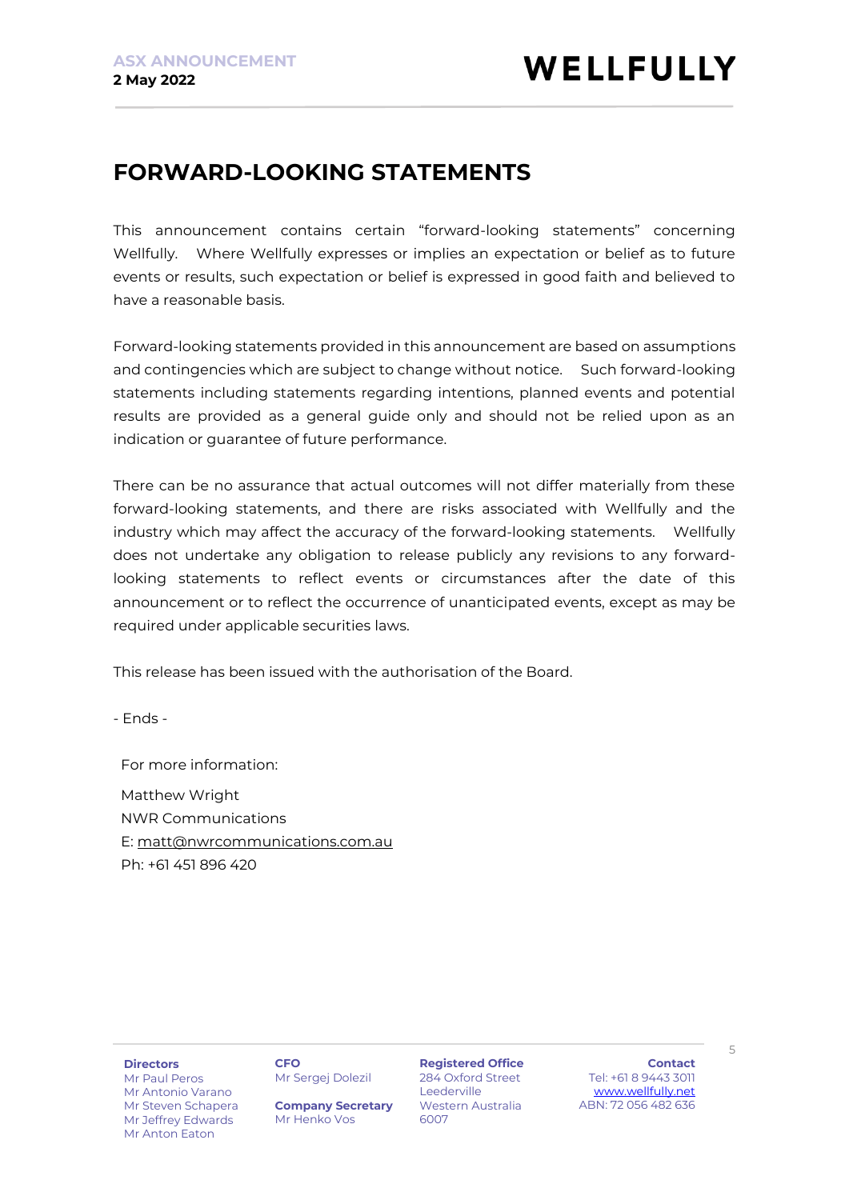## FORWARD-LOOKING STATEMENTS

This announcement contains certain "forward-looking statements" concerning Wellfully. Where Wellfully expresses or implies an expectation or belief as to future events or results, such expectation or belief is expressed in good faith and believed to have a reasonable basis.

Forward-looking statements provided in this announcement are based on assumptions and contingencies which are subject to change without notice. Such forward-looking statements including statements regarding intentions, planned events and potential results are provided as a general guide only and should not be relied upon as an indication or guarantee of future performance.

There can be no assurance that actual outcomes will not differ materially from these forward-looking statements, and there are risks associated with Wellfully and the industry which may affect the accuracy of the forward-looking statements. Wellfully does not undertake any obligation to release publicly any revisions to any forward-looking statements to reflect events or circumstances after the date of this announcement or to reflect the occurrence of unanticipated events, except as may be required under applicable securities laws.

This release has been issued with the authorisation of the Board.

\- Ends -

For more information:

Matthew Wright
NWR Communications
E: matt@nwrcommunications.com.au
Ph: +61 451 896 420

**Directors**
Mr Paul Peros
Mr Antonio Varano
Mr Steven Schapera
Mr Jeffrey Edwards
Mr Anton Eaton

**CFO**
Mr Sergej Dolezil

**Company Secretary**
Mr Henko Vos

**Registered Office**
284 Oxford Street
Leederville
Western Australia
6007

**Contact**
Tel: +61 8 9443 3011
www.wellfully.net
ABN: 72 056 482 636